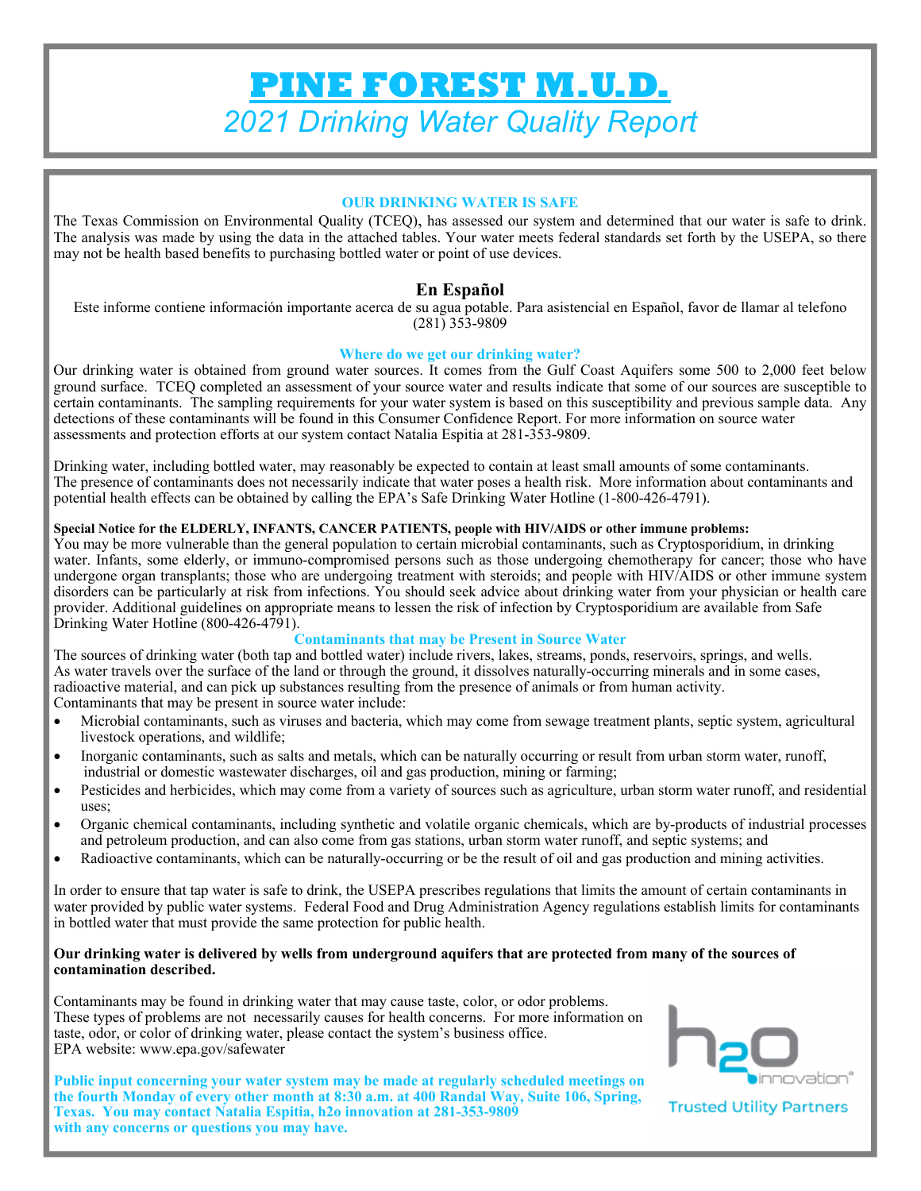# PINE FOREST M.U.D.

*2021 Drinking Water Quality Report*

### OUR DRINKING WATER IS SAFE

The Texas Commission on Environmental Quality (TCEQ), has assessed our system and determined that our water is safe to drink. The analysis was made by using the data in the attached tables. Your water meets federal standards set forth by the USEPA, so there may not be health based benefits to purchasing bottled water or point of use devices.

### En Español

Este informe contiene información importante acerca de su agua potable. Para asistencial en Español, favor de llamar al telefono (281) 353-9809

### Where do we get our drinking water?

Our drinking water is obtained from ground water sources. It comes from the Gulf Coast Aquifers some 500 to 2,000 feet below ground surface. TCEQ completed an assessment of your source water and results indicate that some of our sources are susceptible to certain contaminants. The sampling requirements for your water system is based on this susceptibility and previous sample data. Any detections of these contaminants will be found in this Consumer Confidence Report. For more information on source water assessments and protection efforts at our system contact Natalia Espitia at 281-353-9809.

Drinking water, including bottled water, may reasonably be expected to contain at least small amounts of some contaminants. The presence of contaminants does not necessarily indicate that water poses a health risk. More information about contaminants and potential health effects can be obtained by calling the EPA's Safe Drinking Water Hotline (1-800-426-4791).

**Special Notice for the ELDERLY, INFANTS, CANCER PATIENTS, people with HIV/AIDS or other immune problems:**
You may be more vulnerable than the general population to certain microbial contaminants, such as Cryptosporidium, in drinking water. Infants, some elderly, or immuno-compromised persons such as those undergoing chemotherapy for cancer; those who have undergone organ transplants; those who are undergoing treatment with steroids; and people with HIV/AIDS or other immune system disorders can be particularly at risk from infections. You should seek advice about drinking water from your physician or health care provider. Additional guidelines on appropriate means to lessen the risk of infection by Cryptosporidium are available from Safe Drinking Water Hotline (800-426-4791).

### Contaminants that may be Present in Source Water

The sources of drinking water (both tap and bottled water) include rivers, lakes, streams, ponds, reservoirs, springs, and wells. As water travels over the surface of the land or through the ground, it dissolves naturally-occurring minerals and in some cases, radioactive material, and can pick up substances resulting from the presence of animals or from human activity.
Contaminants that may be present in source water include:

- Microbial contaminants, such as viruses and bacteria, which may come from sewage treatment plants, septic system, agricultural livestock operations, and wildlife;
- Inorganic contaminants, such as salts and metals, which can be naturally occurring or result from urban storm water, runoff, industrial or domestic wastewater discharges, oil and gas production, mining or farming;
- Pesticides and herbicides, which may come from a variety of sources such as agriculture, urban storm water runoff, and residential uses;
- Organic chemical contaminants, including synthetic and volatile organic chemicals, which are by-products of industrial processes and petroleum production, and can also come from gas stations, urban storm water runoff, and septic systems; and
- Radioactive contaminants, which can be naturally-occurring or be the result of oil and gas production and mining activities.

In order to ensure that tap water is safe to drink, the USEPA prescribes regulations that limits the amount of certain contaminants in water provided by public water systems. Federal Food and Drug Administration Agency regulations establish limits for contaminants in bottled water that must provide the same protection for public health.

**Our drinking water is delivered by wells from underground aquifers that are protected from many of the sources of contamination described.**

Contaminants may be found in drinking water that may cause taste, color, or odor problems. These types of problems are not necessarily causes for health concerns. For more information on taste, odor, or color of drinking water, please contact the system's business office.
EPA website: www.epa.gov/safewater

**Public input concerning your water system may be made at regularly scheduled meetings on the fourth Monday of every other month at 8:30 a.m. at 400 Randal Way, Suite 106, Spring, Texas. You may contact Natalia Espitia, h2o innovation at 281-353-9809 with any concerns or questions you may have.**

h2o innovation®
Trusted Utility Partners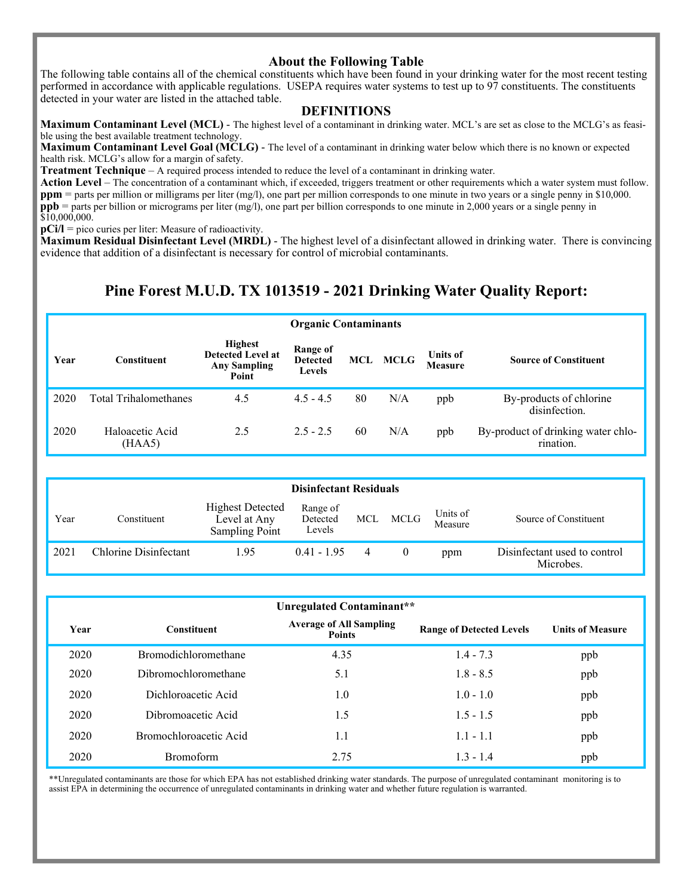## About the Following Table

The following table contains all of the chemical constituents which have been found in your drinking water for the most recent testing performed in accordance with applicable regulations. USEPA requires water systems to test up to 97 constituents. The constituents detected in your water are listed in the attached table.

## DEFINITIONS

**Maximum Contaminant Level (MCL)** - The highest level of a contaminant in drinking water. MCL's are set as close to the MCLG's as feasible using the best available treatment technology.

**Maximum Contaminant Level Goal (MCLG)** - The level of a contaminant in drinking water below which there is no known or expected health risk. MCLG's allow for a margin of safety.

**Treatment Technique** – A required process intended to reduce the level of a contaminant in drinking water.

**Action Level** – The concentration of a contaminant which, if exceeded, triggers treatment or other requirements which a water system must follow.

**ppm** = parts per million or milligrams per liter (mg/l), one part per million corresponds to one minute in two years or a single penny in $10,000.

**ppb** = parts per billion or micrograms per liter (mg/l), one part per billion corresponds to one minute in 2,000 years or a single penny in $10,000,000.

**pCi/l** = pico curies per liter: Measure of radioactivity.

**Maximum Residual Disinfectant Level (MRDL)** - The highest level of a disinfectant allowed in drinking water. There is convincing evidence that addition of a disinfectant is necessary for control of microbial contaminants.

# Pine Forest M.U.D. TX 1013519 - 2021 Drinking Water Quality Report:

**Organic Contaminants**

| Year | Constituent | Highest Detected Level at Any Sampling Point | Range of Detected Levels | MCL | MCLG | Units of Measure | Source of Constituent |
|---|---|---|---|---|---|---|---|
| 2020 | Total Trihalomethanes | 4.5 | 4.5 - 4.5 | 80 | N/A | ppb | By-products of chlorine disinfection. |
| 2020 | Haloacetic Acid (HAA5) | 2.5 | 2.5 - 2.5 | 60 | N/A | ppb | By-product of drinking water chlorination. |

**Disinfectant Residuals**

| Year | Constituent | Highest Detected Level at Any Sampling Point | Range of Detected Levels | MCL | MCLG | Units of Measure | Source of Constituent |
|---|---|---|---|---|---|---|---|
| 2021 | Chlorine Disinfectant | 1.95 | 0.41 - 1.95 | 4 | 0 | ppm | Disinfectant used to control Microbes. |

**Unregulated Contaminant\*\***

| Year | Constituent | Average of All Sampling Points | Range of Detected Levels | Units of Measure |
|---|---|---|---|---|
| 2020 | Bromodichloromethane | 4.35 | 1.4 - 7.3 | ppb |
| 2020 | Dibromochloromethane | 5.1 | 1.8 - 8.5 | ppb |
| 2020 | Dichloroacetic Acid | 1.0 | 1.0 - 1.0 | ppb |
| 2020 | Dibromoacetic Acid | 1.5 | 1.5 - 1.5 | ppb |
| 2020 | Bromochloroacetic Acid | 1.1 | 1.1 - 1.1 | ppb |
| 2020 | Bromoform | 2.75 | 1.3 - 1.4 | ppb |

**Unregulated contaminants are those for which EPA has not established drinking water standards. The purpose of unregulated contaminant monitoring is to assist EPA in determining the occurrence of unregulated contaminants in drinking water and whether future regulation is warranted.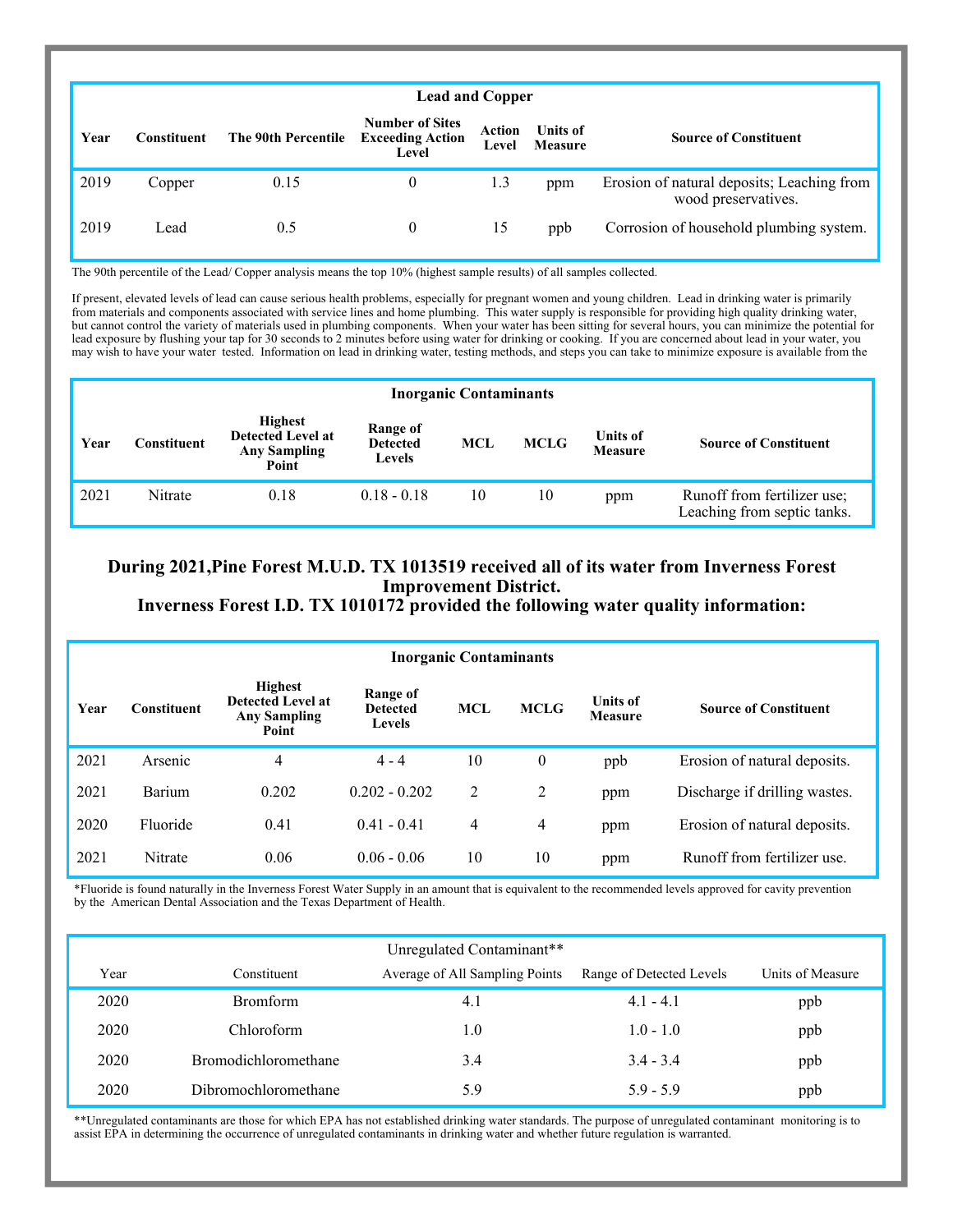| Lead and Copper | | | | | | |
|---|---|---|---|---|---|---|
| **Year** | **Constituent** | **The 90th Percentile** | **Number of Sites Exceeding Action Level** | **Action Level** | **Units of Measure** | **Source of Constituent** |
| 2019 | Copper | 0.15 | 0 | 1.3 | ppm | Erosion of natural deposits; Leaching from wood preservatives. |
| 2019 | Lead | 0.5 | 0 | 15 | ppb | Corrosion of household plumbing system. |

The 90th percentile of the Lead/ Copper analysis means the top 10% (highest sample results) of all samples collected.

If present, elevated levels of lead can cause serious health problems, especially for pregnant women and young children. Lead in drinking water is primarily from materials and components associated with service lines and home plumbing. This water supply is responsible for providing high quality drinking water, but cannot control the variety of materials used in plumbing components. When your water has been sitting for several hours, you can minimize the potential for lead exposure by flushing your tap for 30 seconds to 2 minutes before using water for drinking or cooking. If you are concerned about lead in your water, you may wish to have your water tested. Information on lead in drinking water, testing methods, and steps you can take to minimize exposure is available from the

| Inorganic Contaminants | | | | | | | |
|---|---|---|---|---|---|---|---|
| **Year** | **Constituent** | **Highest Detected Level at Any Sampling Point** | **Range of Detected Levels** | **MCL** | **MCLG** | **Units of Measure** | **Source of Constituent** |
| 2021 | Nitrate | 0.18 | 0.18 - 0.18 | 10 | 10 | ppm | Runoff from fertilizer use; Leaching from septic tanks. |

**During 2021,Pine Forest M.U.D. TX 1013519 received all of its water from Inverness Forest Improvement District.**
**Inverness Forest I.D. TX 1010172 provided the following water quality information:**

| Inorganic Contaminants | | | | | | | |
|---|---|---|---|---|---|---|---|
| **Year** | **Constituent** | **Highest Detected Level at Any Sampling Point** | **Range of Detected Levels** | **MCL** | **MCLG** | **Units of Measure** | **Source of Constituent** |
| 2021 | Arsenic | 4 | 4 - 4 | 10 | 0 | ppb | Erosion of natural deposits. |
| 2021 | Barium | 0.202 | 0.202 - 0.202 | 2 | 2 | ppm | Discharge if drilling wastes. |
| 2020 | Fluoride | 0.41 | 0.41 - 0.41 | 4 | 4 | ppm | Erosion of natural deposits. |
| 2021 | Nitrate | 0.06 | 0.06 - 0.06 | 10 | 10 | ppm | Runoff from fertilizer use. |

*Fluoride is found naturally in the Inverness Forest Water Supply in an amount that is equivalent to the recommended levels approved for cavity prevention by the American Dental Association and the Texas Department of Health.

| Unregulated Contaminant** | | | | |
|---|---|---|---|---|
| Year | Constituent | Average of All Sampling Points | Range of Detected Levels | Units of Measure |
| 2020 | Bromform | 4.1 | 4.1 - 4.1 | ppb |
| 2020 | Chloroform | 1.0 | 1.0 - 1.0 | ppb |
| 2020 | Bromodichloromethane | 3.4 | 3.4 - 3.4 | ppb |
| 2020 | Dibromochloromethane | 5.9 | 5.9 - 5.9 | ppb |

**Unregulated contaminants are those for which EPA has not established drinking water standards. The purpose of unregulated contaminant monitoring is to assist EPA in determining the occurrence of unregulated contaminants in drinking water and whether future regulation is warranted.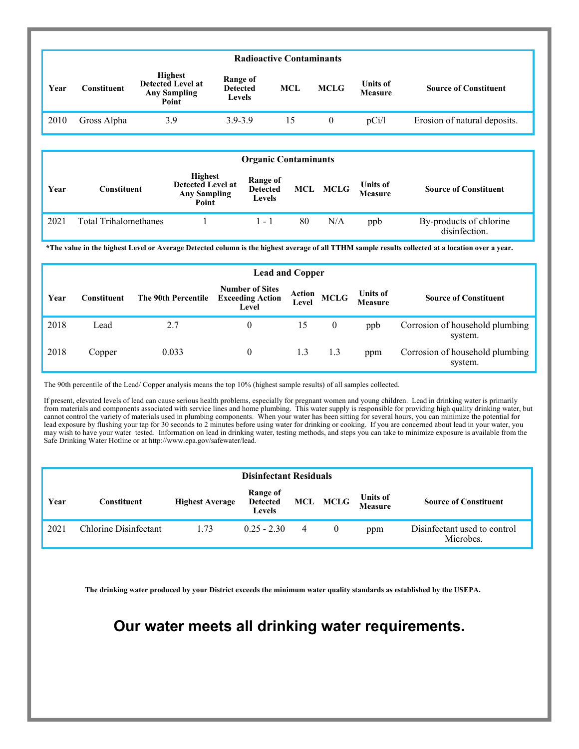| Radioactive Contaminants | | | | | | | |
|---|---|---|---|---|---|---|---|
| **Year** | **Constituent** | **Highest Detected Level at Any Sampling Point** | **Range of Detected Levels** | **MCL** | **MCLG** | **Units of Measure** | **Source of Constituent** |
| 2010 | Gross Alpha | 3.9 | 3.9-3.9 | 15 | 0 | pCi/l | Erosion of natural deposits. |

| Organic Contaminants | | | | | | | |
|---|---|---|---|---|---|---|---|
| **Year** | **Constituent** | **Highest Detected Level at Any Sampling Point** | **Range of Detected Levels** | **MCL** | **MCLG** | **Units of Measure** | **Source of Constituent** |
| 2021 | Total Trihalomethanes | 1 | 1 - 1 | 80 | N/A | ppb | By-products of chlorine disinfection. |

**\*The value in the highest Level or Average Detected column is the highest average of all TTHM sample results collected at a location over a year.**

| Lead and Copper | | | | | | | |
|---|---|---|---|---|---|---|---|
| **Year** | **Constituent** | **The 90th Percentile** | **Number of Sites Exceeding Action Level** | **Action Level** | **MCLG** | **Units of Measure** | **Source of Constituent** |
| 2018 | Lead | 2.7 | 0 | 15 | 0 | ppb | Corrosion of household plumbing system. |
| 2018 | Copper | 0.033 | 0 | 1.3 | 1.3 | ppm | Corrosion of household plumbing system. |

The 90th percentile of the Lead/ Copper analysis means the top 10% (highest sample results) of all samples collected.

If present, elevated levels of lead can cause serious health problems, especially for pregnant women and young children. Lead in drinking water is primarily from materials and components associated with service lines and home plumbing. This water supply is responsible for providing high quality drinking water, but cannot control the variety of materials used in plumbing components. When your water has been sitting for several hours, you can minimize the potential for lead exposure by flushing your tap for 30 seconds to 2 minutes before using water for drinking or cooking. If you are concerned about lead in your water, you may wish to have your water tested. Information on lead in drinking water, testing methods, and steps you can take to minimize exposure is available from the Safe Drinking Water Hotline or at http://www.epa.gov/safewater/lead.

| Disinfectant Residuals | | | | | | | |
|---|---|---|---|---|---|---|---|
| **Year** | **Constituent** | **Highest Average** | **Range of Detected Levels** | **MCL** | **MCLG** | **Units of Measure** | **Source of Constituent** |
| 2021 | Chlorine Disinfectant | 1.73 | 0.25 - 2.30 | 4 | 0 | ppm | Disinfectant used to control Microbes. |

**The drinking water produced by your District exceeds the minimum water quality standards as established by the USEPA.**

## Our water meets all drinking water requirements.